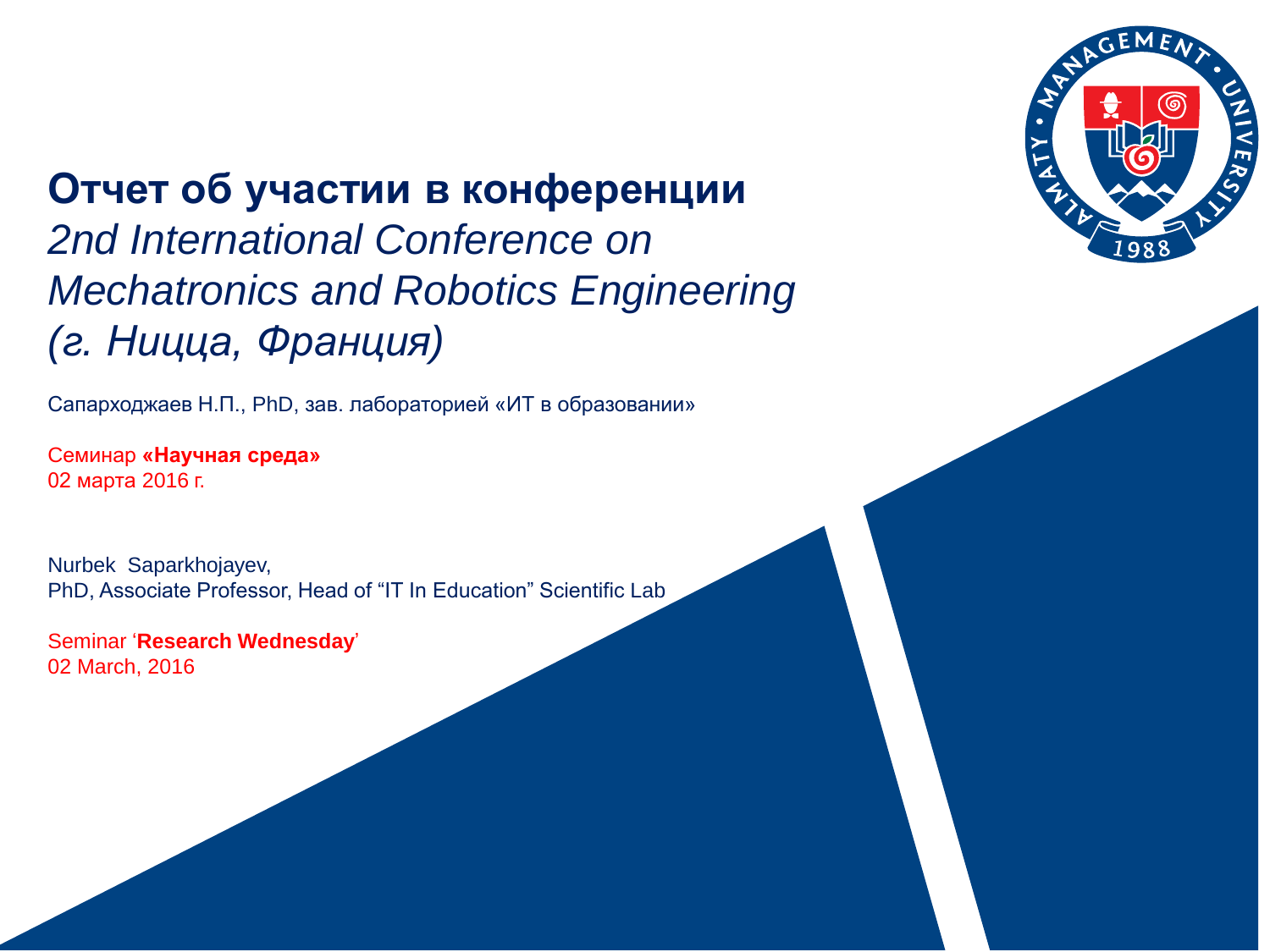# Отчет об участии в конференции

*2nd International Conference on Mechatronics and Robotics Engineering (г. Ницца, Франция)*

Сапарходжаев Н.П., PhD, зав. лабораторией «ИТ в образовании»

Семинар **«Научная среда»**
02 марта 2016 г.

Nurbek Saparkhojayev,
PhD, Associate Professor, Head of "IT In Education" Scientific Lab

Seminar '**Research Wednesday**'
02 March, 2016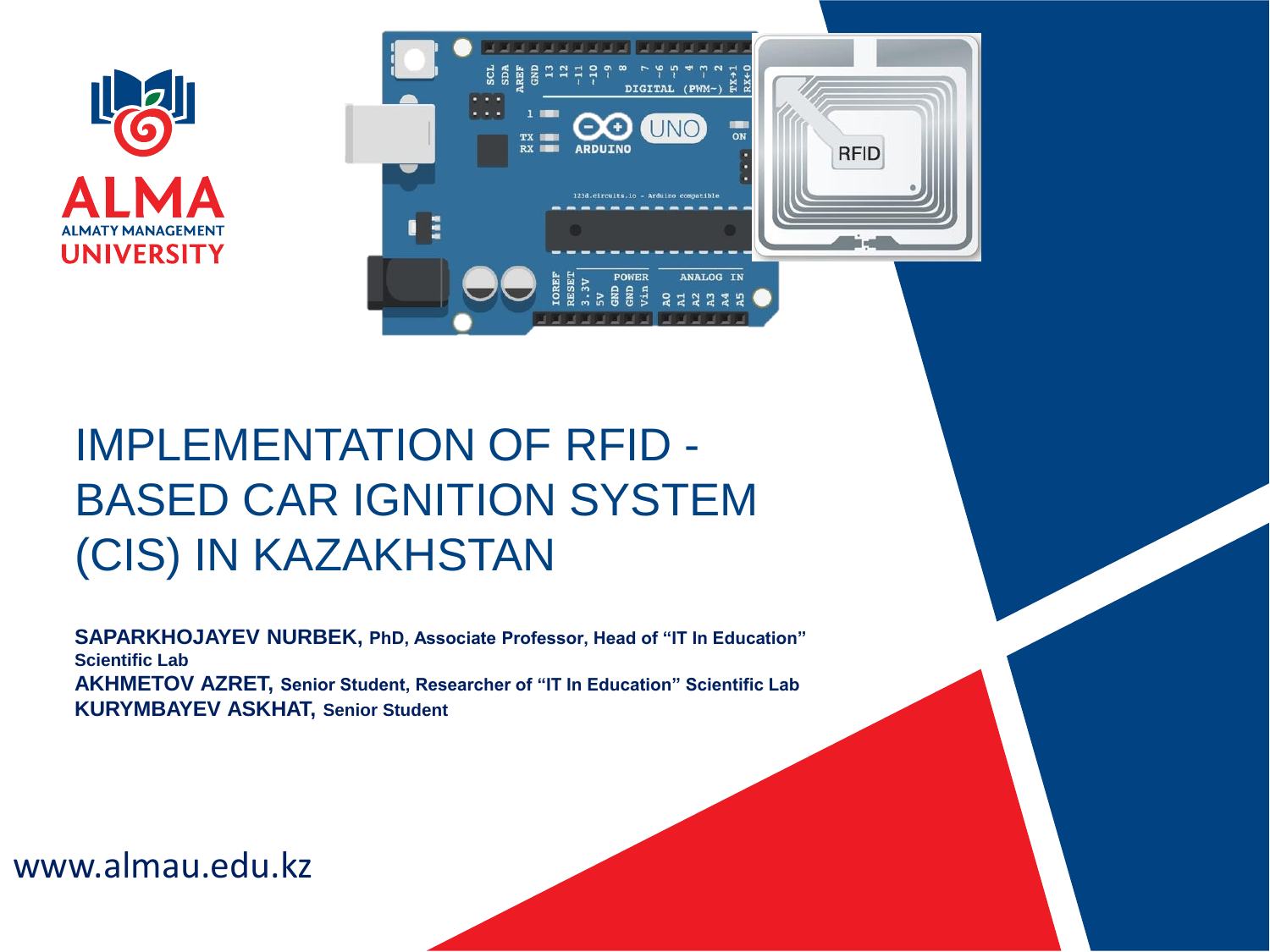ALMA
ALMATY MANAGEMENT
UNIVERSITY

# IMPLEMENTATION OF RFID - BASED CAR IGNITION SYSTEM (CIS) IN KAZAKHSTAN

**SAPARKHOJAYEV NURBEK, PhD, Associate Professor, Head of "IT In Education" Scientific Lab**
**AKHMETOV AZRET, Senior Student, Researcher of "IT In Education" Scientific Lab**
**KURYMBAYEV ASKHAT, Senior Student**

www.almau.edu.kz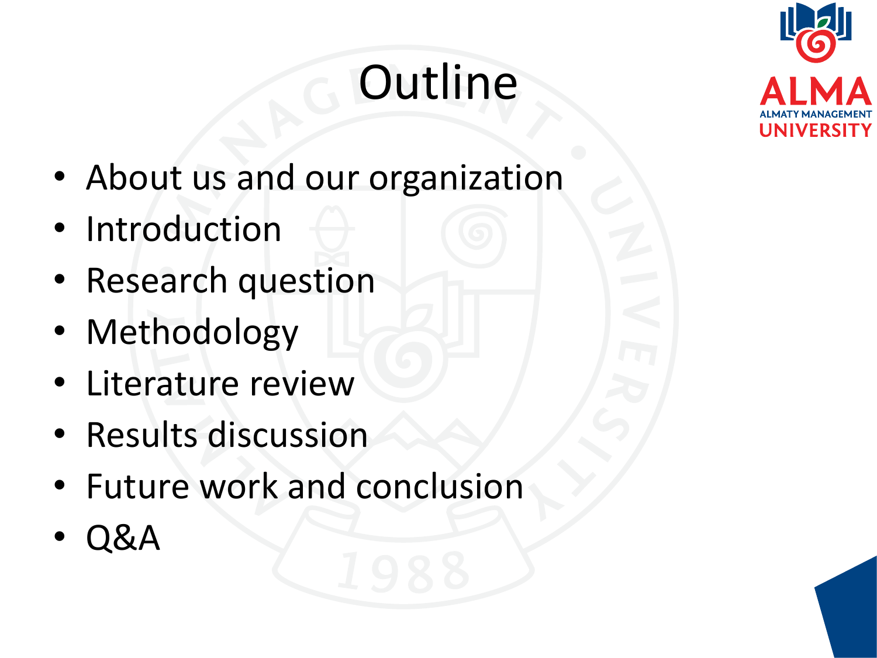# Outline

- About us and our organization
- Introduction
- Research question
- Methodology
- Literature review
- Results discussion
- Future work and conclusion
- Q&A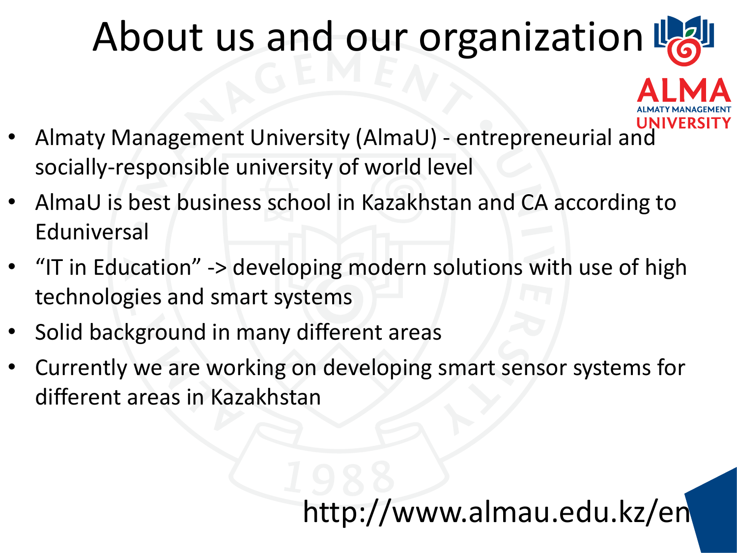# About us and our organization

- Almaty Management University (AlmaU) - entrepreneurial and socially-responsible university of world level
- AlmaU is best business school in Kazakhstan and CA according to Eduniversal
- “IT in Education” -> developing modern solutions with use of high technologies and smart systems
- Solid background in many different areas
- Currently we are working on developing smart sensor systems for different areas in Kazakhstan

http://www.almau.edu.kz/en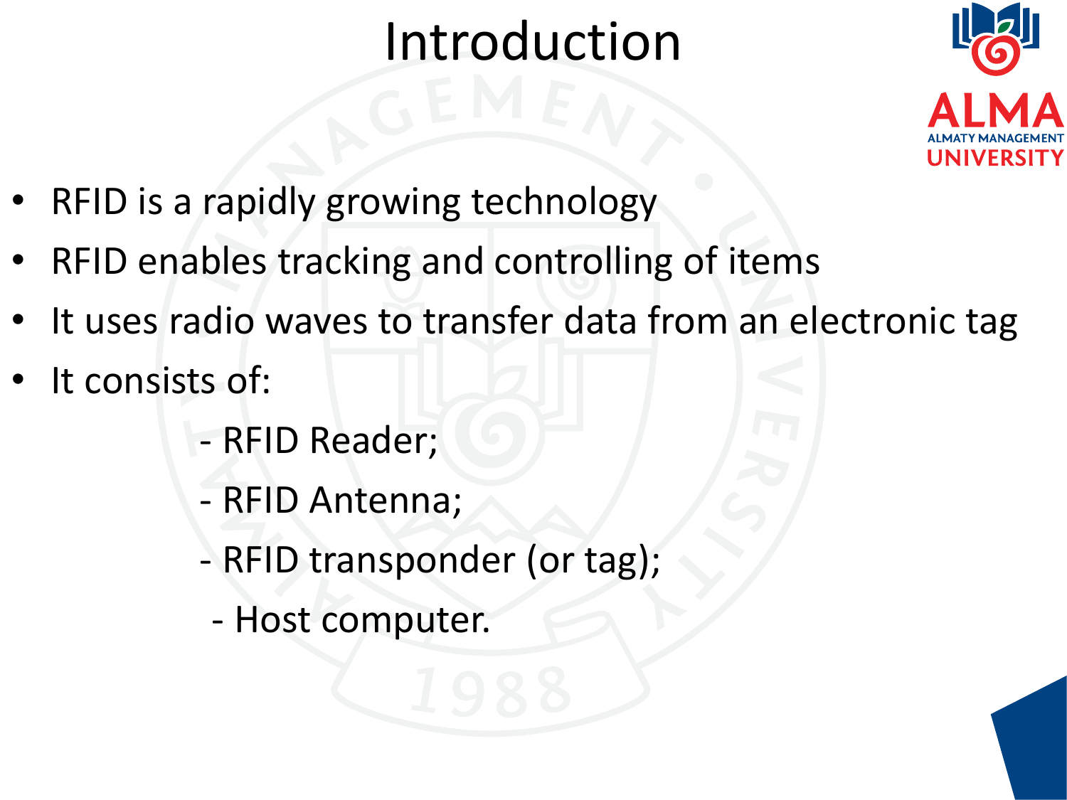# Introduction

- RFID is a rapidly growing technology
- RFID enables tracking and controlling of items
- It uses radio waves to transfer data from an electronic tag
- It consists of:
  - RFID Reader;
  - RFID Antenna;
  - RFID transponder (or tag);
  - Host computer.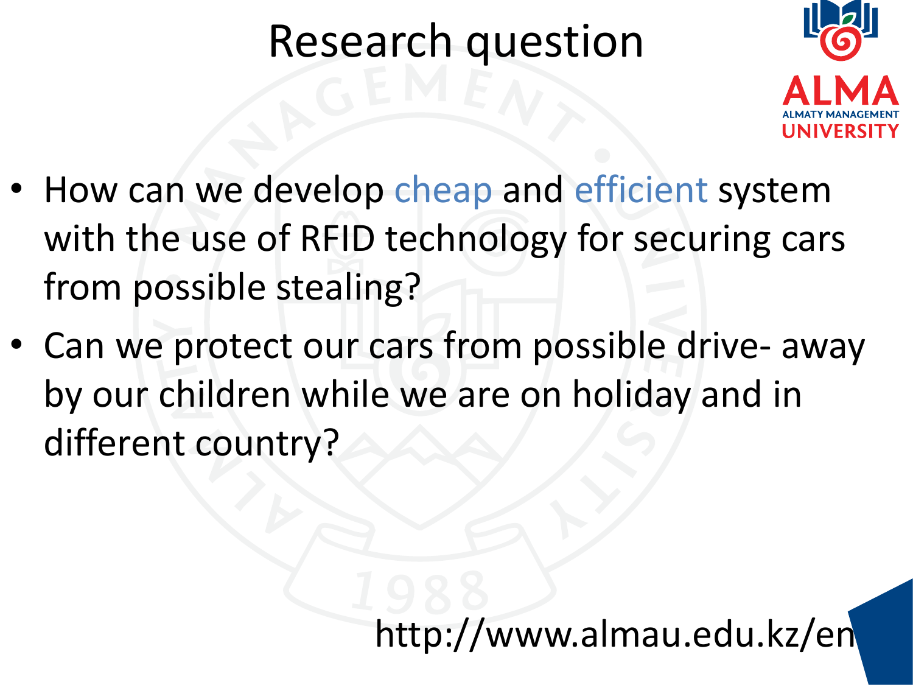# Research question

- How can we develop cheap and efficient system with the use of RFID technology for securing cars from possible stealing?
- Can we protect our cars from possible drive- away by our children while we are on holiday and in different country?

http://www.almau.edu.kz/en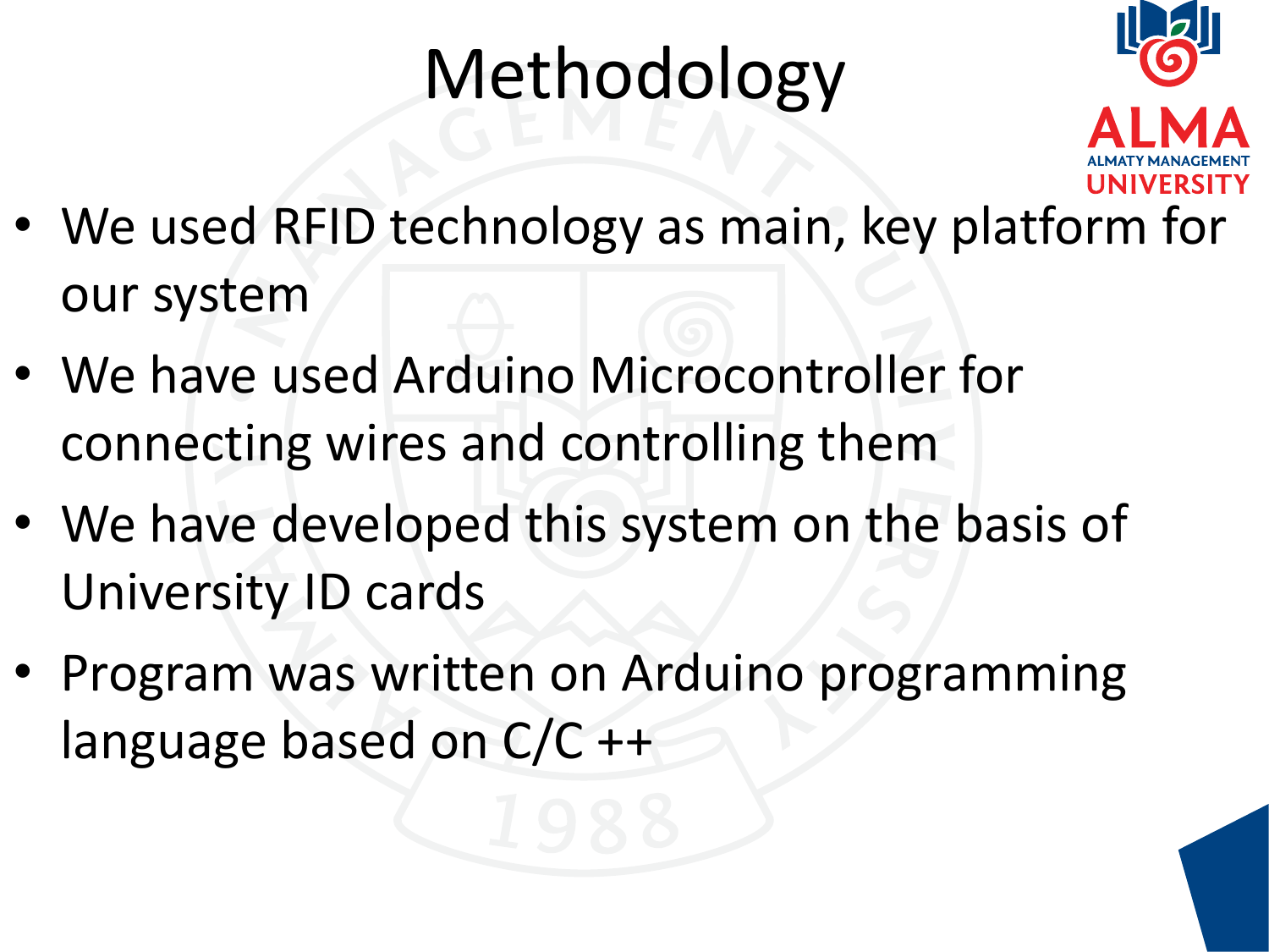# Methodology

- We used RFID technology as main, key platform for our system
- We have used Arduino Microcontroller for connecting wires and controlling them
- We have developed this system on the basis of University ID cards
- Program was written on Arduino programming language based on C/C ++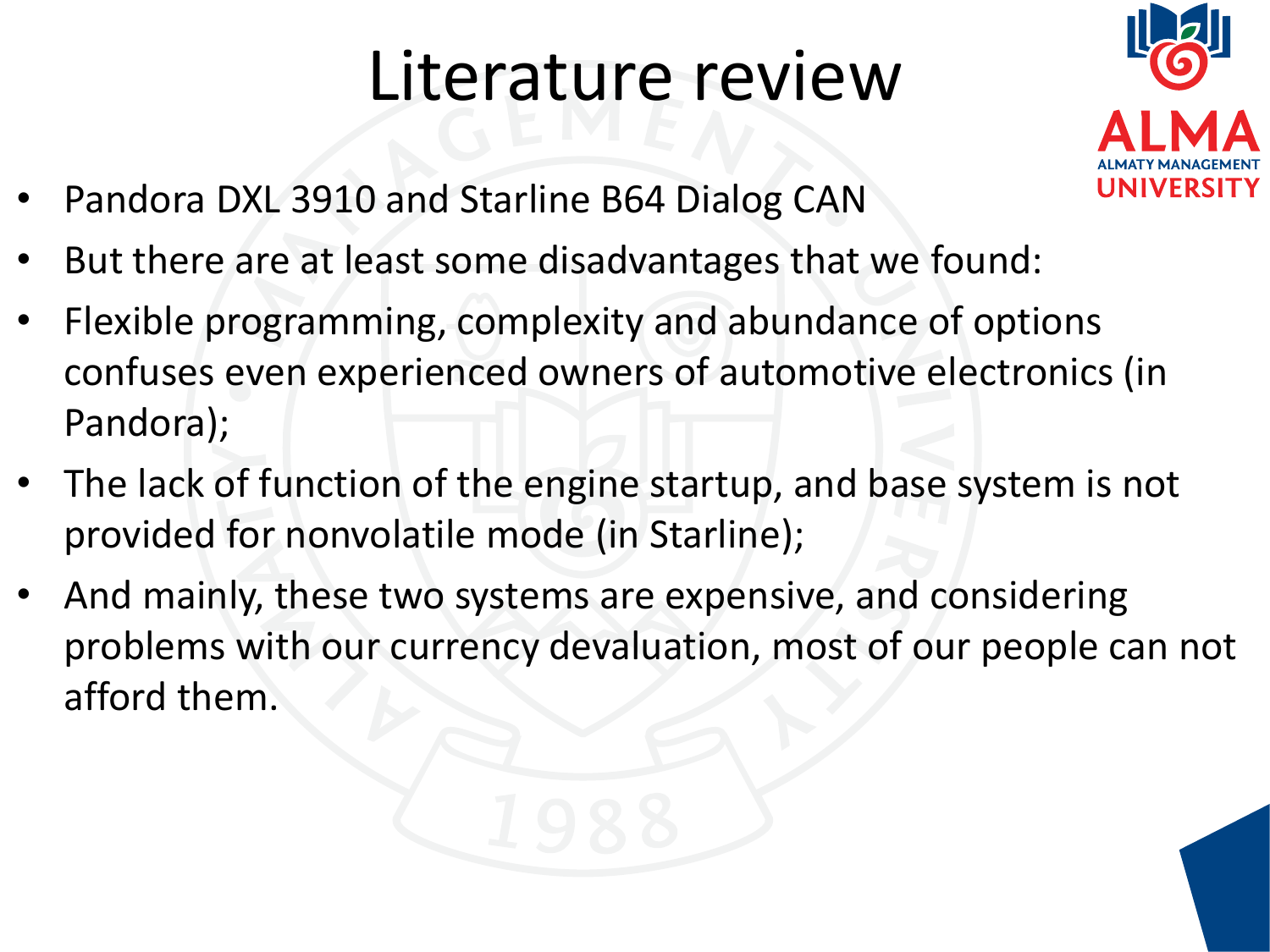# Literature review

- Pandora DXL 3910 and Starline B64 Dialog CAN
- But there are at least some disadvantages that we found:
- Flexible programming, complexity and abundance of options confuses even experienced owners of automotive electronics (in Pandora);
- The lack of function of the engine startup, and base system is not provided for nonvolatile mode (in Starline);
- And mainly, these two systems are expensive, and considering problems with our currency devaluation, most of our people can not afford them.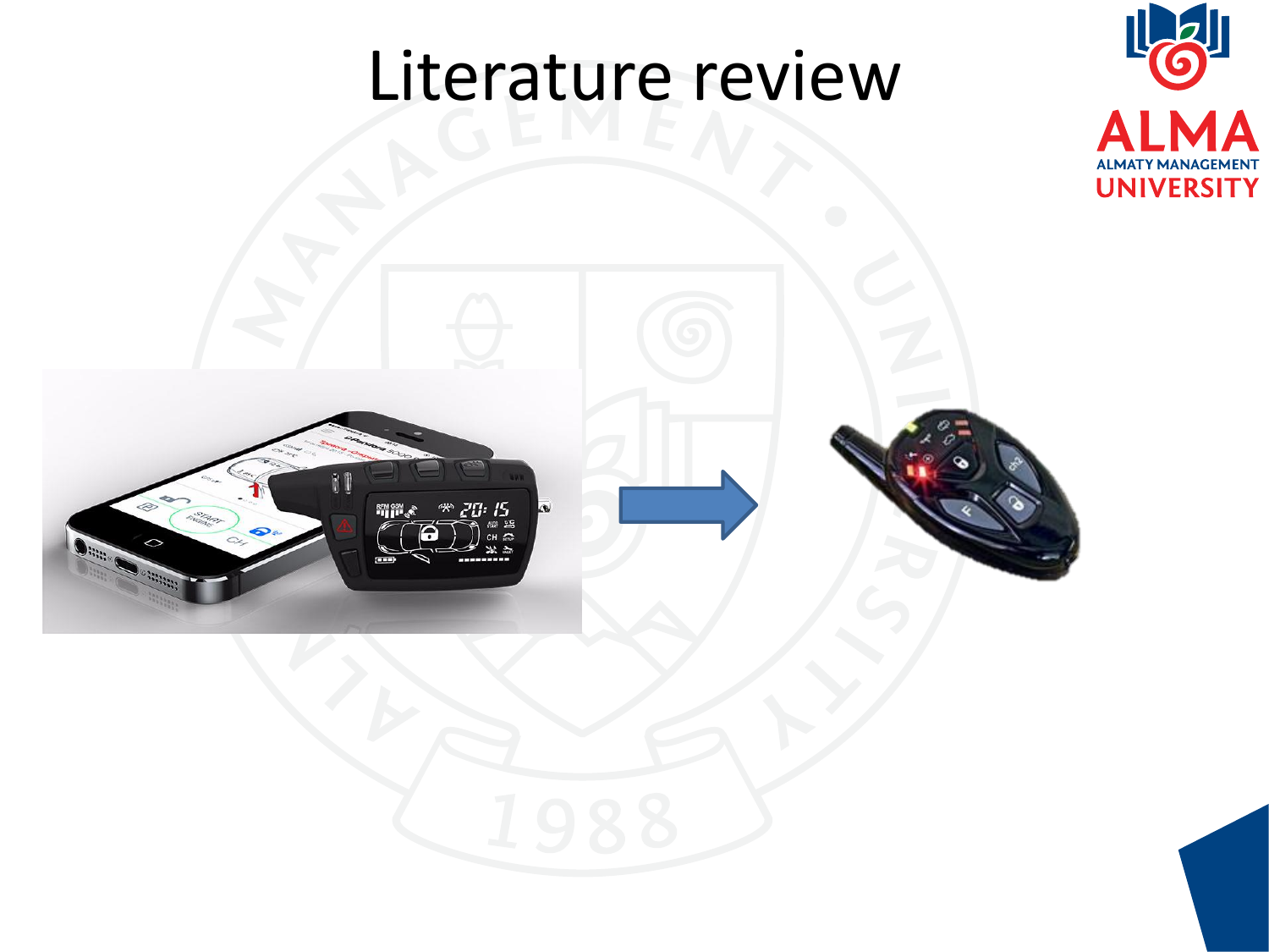# Literature review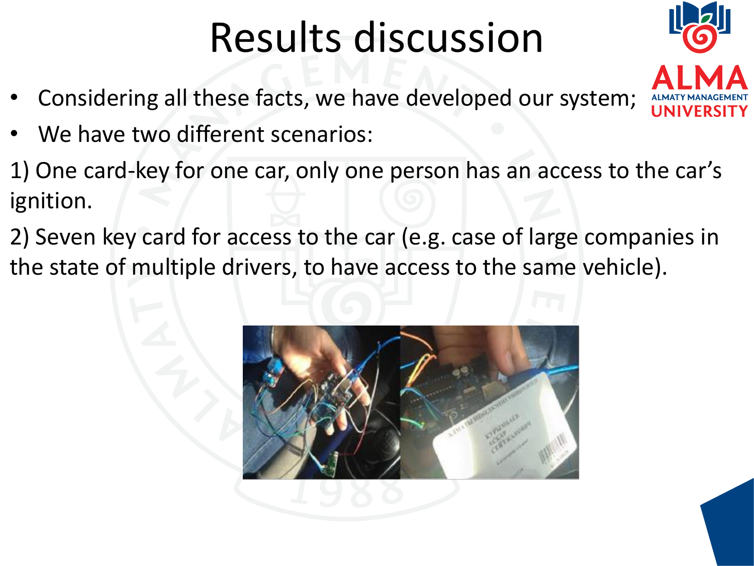# Results discussion

- Considering all these facts, we have developed our system;
- We have two different scenarios:

1) One card-key for one car, only one person has an access to the car's ignition.

2) Seven key card for access to the car (e.g. case of large companies in the state of multiple drivers, to have access to the same vehicle).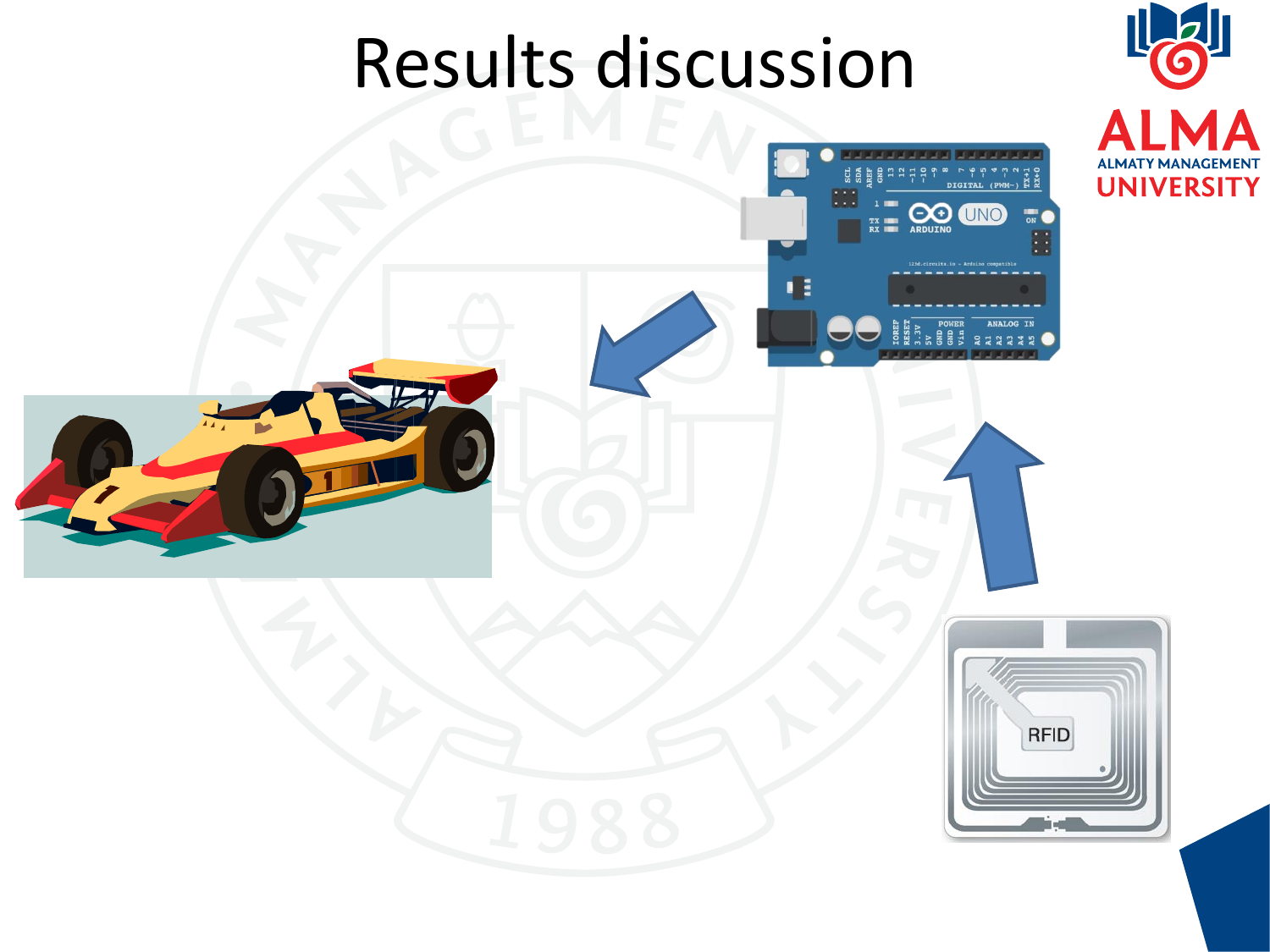# Results discussion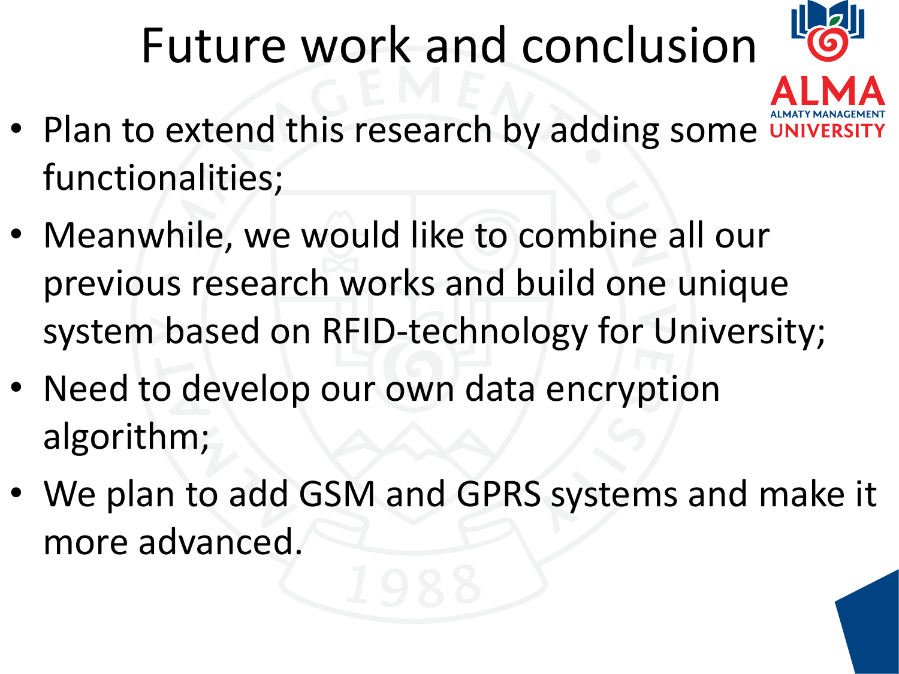# Future work and conclusion

- Plan to extend this research by adding some functionalities;
- Meanwhile, we would like to combine all our previous research works and build one unique system based on RFID-technology for University;
- Need to develop our own data encryption algorithm;
- We plan to add GSM and GPRS systems and make it more advanced.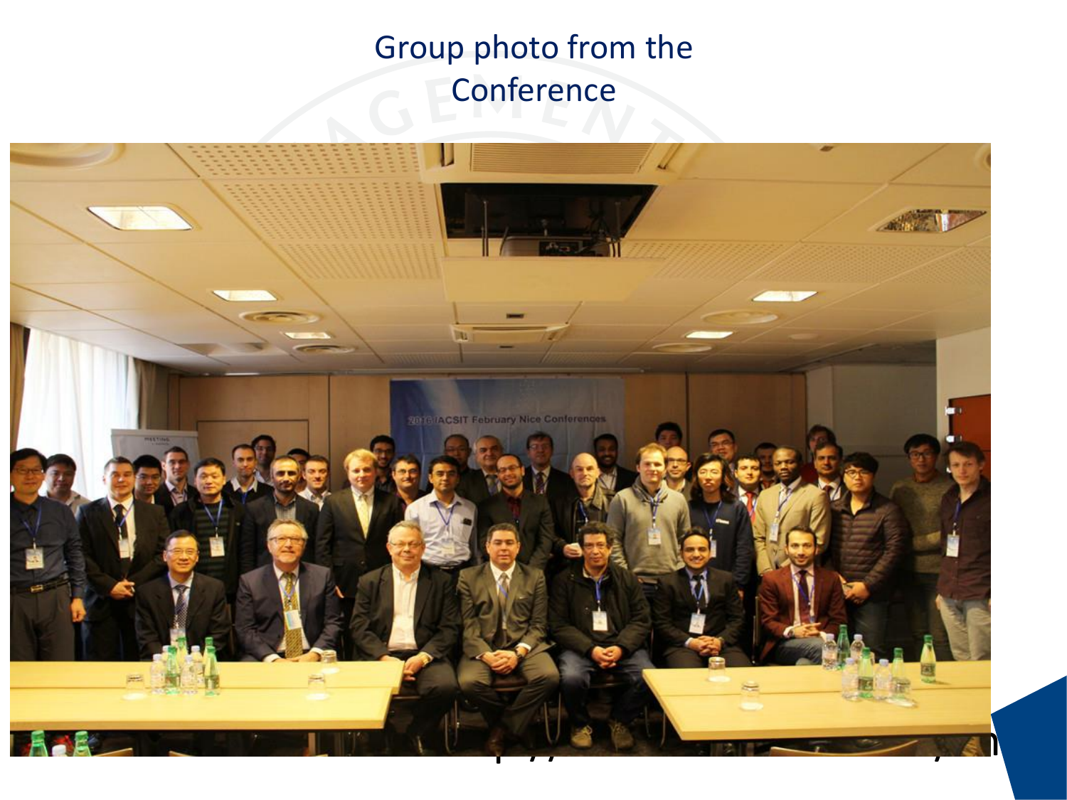# Group photo from the Conference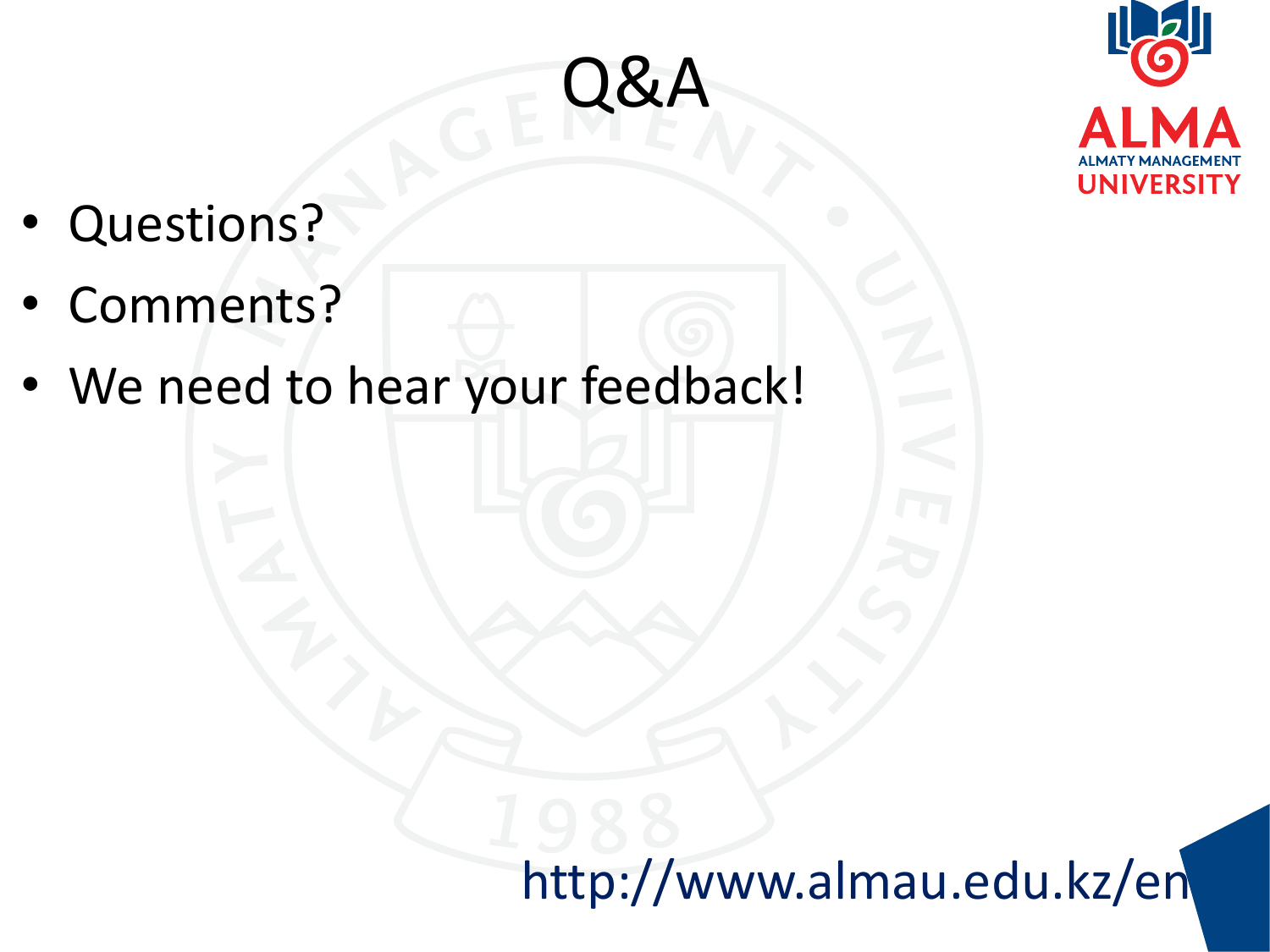# Q&A

- Questions?
- Comments?
- We need to hear your feedback!

http://www.almau.edu.kz/en